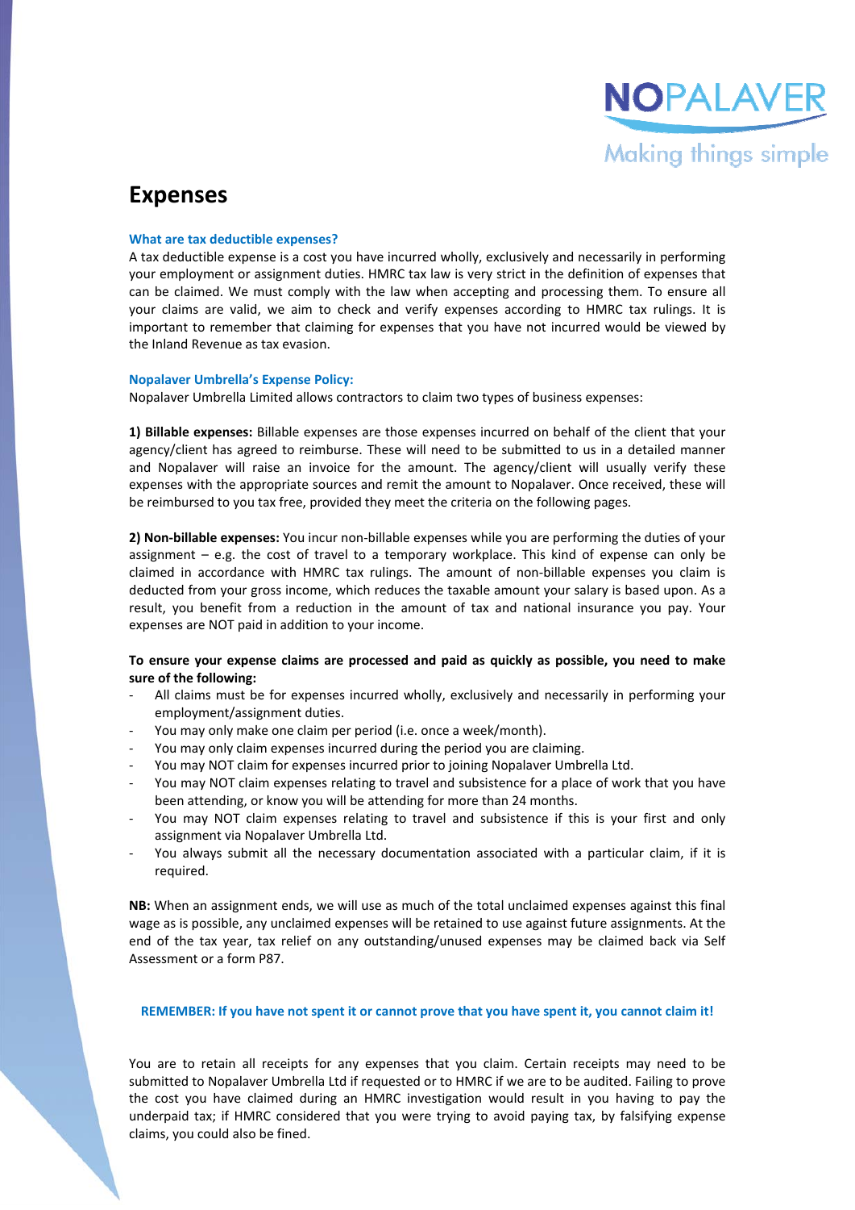NOPALAVER

Making things simple

# Expenses

### What are tax deductible expenses?

A tax deductible expense is a cost you have incurred wholly, exclusively and necessarily in performing your employment or assignment duties. HMRC tax law is very strict in the definition of expenses that can be claimed. We must comply with the law when accepting and processing them. To ensure all your claims are valid, we aim to check and verify expenses according to HMRC tax rulings. It is important to remember that claiming for expenses that you have not incurred would be viewed by the Inland Revenue as tax evasion.

### Nopalaver Umbrella's Expense Policy:

Nopalaver Umbrella Limited allows contractors to claim two types of business expenses:

**1) Billable expenses:** Billable expenses are those expenses incurred on behalf of the client that your agency/client has agreed to reimburse. These will need to be submitted to us in a detailed manner and Nopalaver will raise an invoice for the amount. The agency/client will usually verify these expenses with the appropriate sources and remit the amount to Nopalaver. Once received, these will be reimbursed to you tax free, provided they meet the criteria on the following pages.

**2) Non-billable expenses:** You incur non-billable expenses while you are performing the duties of your assignment – e.g. the cost of travel to a temporary workplace. This kind of expense can only be claimed in accordance with HMRC tax rulings. The amount of non-billable expenses you claim is deducted from your gross income, which reduces the taxable amount your salary is based upon. As a result, you benefit from a reduction in the amount of tax and national insurance you pay. Your expenses are NOT paid in addition to your income.

**To ensure your expense claims are processed and paid as quickly as possible, you need to make sure of the following:**

- All claims must be for expenses incurred wholly, exclusively and necessarily in performing your employment/assignment duties.
- You may only make one claim per period (i.e. once a week/month).
- You may only claim expenses incurred during the period you are claiming.
- You may NOT claim for expenses incurred prior to joining Nopalaver Umbrella Ltd.
- You may NOT claim expenses relating to travel and subsistence for a place of work that you have been attending, or know you will be attending for more than 24 months.
- You may NOT claim expenses relating to travel and subsistence if this is your first and only assignment via Nopalaver Umbrella Ltd.
- You always submit all the necessary documentation associated with a particular claim, if it is required.

**NB:** When an assignment ends, we will use as much of the total unclaimed expenses against this final wage as is possible, any unclaimed expenses will be retained to use against future assignments. At the end of the tax year, tax relief on any outstanding/unused expenses may be claimed back via Self Assessment or a form P87.

**REMEMBER: If you have not spent it or cannot prove that you have spent it, you cannot claim it!**

You are to retain all receipts for any expenses that you claim. Certain receipts may need to be submitted to Nopalaver Umbrella Ltd if requested or to HMRC if we are to be audited. Failing to prove the cost you have claimed during an HMRC investigation would result in you having to pay the underpaid tax; if HMRC considered that you were trying to avoid paying tax, by falsifying expense claims, you could also be fined.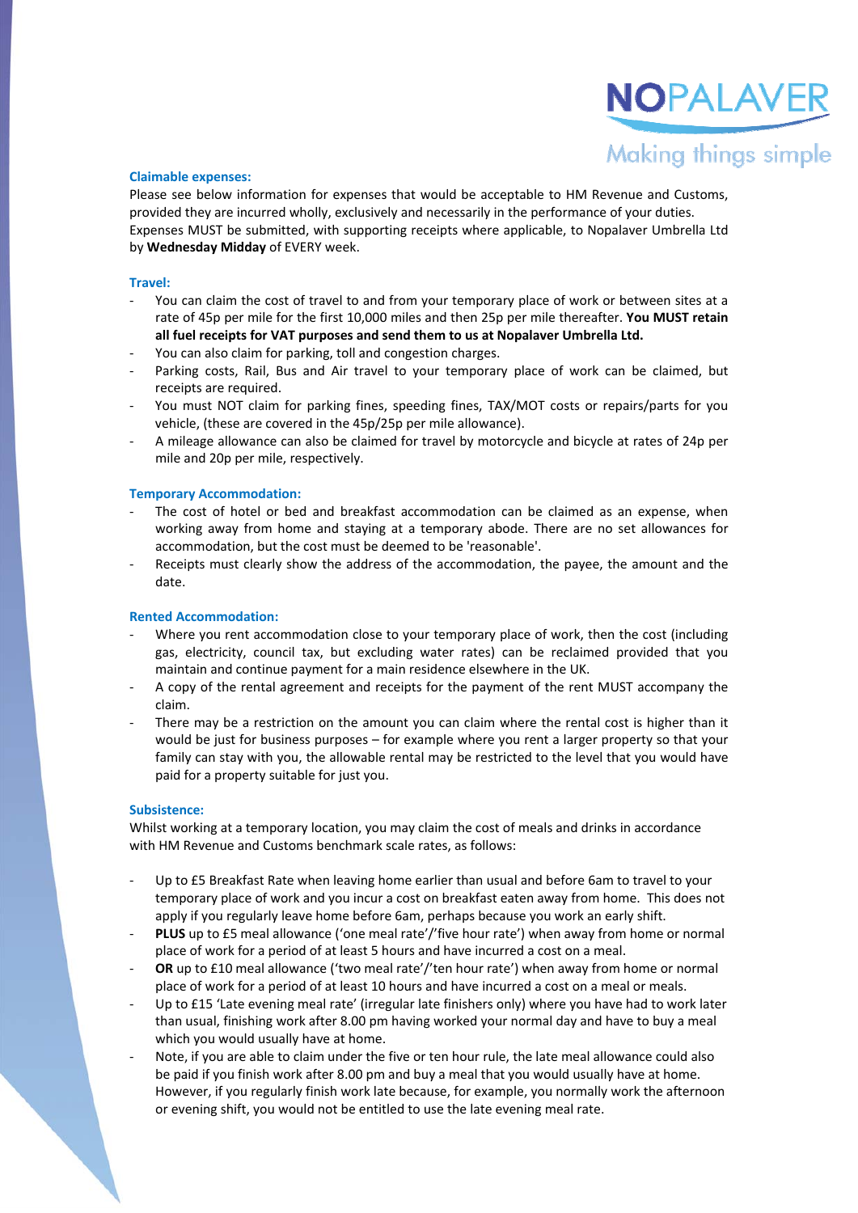### Claimable expenses:

Please see below information for expenses that would be acceptable to HM Revenue and Customs, provided they are incurred wholly, exclusively and necessarily in the performance of your duties. Expenses MUST be submitted, with supporting receipts where applicable, to Nopalaver Umbrella Ltd by **Wednesday Midday** of EVERY week.

### Travel:

- You can claim the cost of travel to and from your temporary place of work or between sites at a rate of 45p per mile for the first 10,000 miles and then 25p per mile thereafter. **You MUST retain all fuel receipts for VAT purposes and send them to us at Nopalaver Umbrella Ltd.**
- You can also claim for parking, toll and congestion charges.
- Parking costs, Rail, Bus and Air travel to your temporary place of work can be claimed, but receipts are required.
- You must NOT claim for parking fines, speeding fines, TAX/MOT costs or repairs/parts for you vehicle, (these are covered in the 45p/25p per mile allowance).
- A mileage allowance can also be claimed for travel by motorcycle and bicycle at rates of 24p per mile and 20p per mile, respectively.

### Temporary Accommodation:

- The cost of hotel or bed and breakfast accommodation can be claimed as an expense, when working away from home and staying at a temporary abode. There are no set allowances for accommodation, but the cost must be deemed to be 'reasonable'.
- Receipts must clearly show the address of the accommodation, the payee, the amount and the date.

### Rented Accommodation:

- Where you rent accommodation close to your temporary place of work, then the cost (including gas, electricity, council tax, but excluding water rates) can be reclaimed provided that you maintain and continue payment for a main residence elsewhere in the UK.
- A copy of the rental agreement and receipts for the payment of the rent MUST accompany the claim.
- There may be a restriction on the amount you can claim where the rental cost is higher than it would be just for business purposes – for example where you rent a larger property so that your family can stay with you, the allowable rental may be restricted to the level that you would have paid for a property suitable for just you.

### Subsistence:

Whilst working at a temporary location, you may claim the cost of meals and drinks in accordance with HM Revenue and Customs benchmark scale rates, as follows:

- Up to £5 Breakfast Rate when leaving home earlier than usual and before 6am to travel to your temporary place of work and you incur a cost on breakfast eaten away from home. This does not apply if you regularly leave home before 6am, perhaps because you work an early shift.
- **PLUS** up to £5 meal allowance ('one meal rate'/'five hour rate') when away from home or normal place of work for a period of at least 5 hours and have incurred a cost on a meal.
- **OR** up to £10 meal allowance ('two meal rate'/'ten hour rate') when away from home or normal place of work for a period of at least 10 hours and have incurred a cost on a meal or meals.
- Up to £15 'Late evening meal rate' (irregular late finishers only) where you have had to work later than usual, finishing work after 8.00 pm having worked your normal day and have to buy a meal which you would usually have at home.
- Note, if you are able to claim under the five or ten hour rule, the late meal allowance could also be paid if you finish work after 8.00 pm and buy a meal that you would usually have at home. However, if you regularly finish work late because, for example, you normally work the afternoon or evening shift, you would not be entitled to use the late evening meal rate.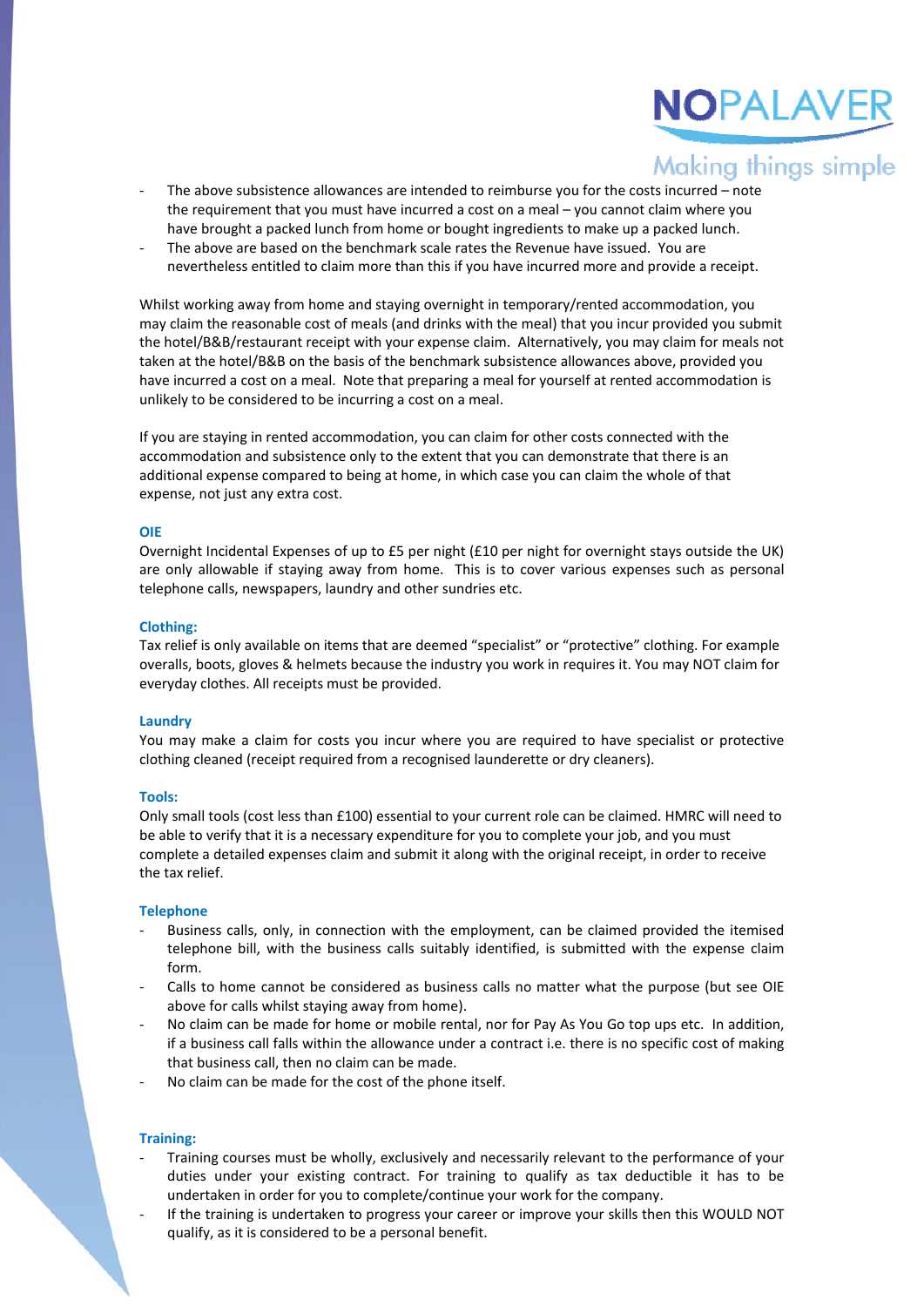- The above subsistence allowances are intended to reimburse you for the costs incurred – note the requirement that you must have incurred a cost on a meal – you cannot claim where you have brought a packed lunch from home or bought ingredients to make up a packed lunch.
- The above are based on the benchmark scale rates the Revenue have issued. You are nevertheless entitled to claim more than this if you have incurred more and provide a receipt.

Whilst working away from home and staying overnight in temporary/rented accommodation, you may claim the reasonable cost of meals (and drinks with the meal) that you incur provided you submit the hotel/B&B/restaurant receipt with your expense claim. Alternatively, you may claim for meals not taken at the hotel/B&B on the basis of the benchmark subsistence allowances above, provided you have incurred a cost on a meal. Note that preparing a meal for yourself at rented accommodation is unlikely to be considered to be incurring a cost on a meal.

If you are staying in rented accommodation, you can claim for other costs connected with the accommodation and subsistence only to the extent that you can demonstrate that there is an additional expense compared to being at home, in which case you can claim the whole of that expense, not just any extra cost.

### OIE

Overnight Incidental Expenses of up to £5 per night (£10 per night for overnight stays outside the UK) are only allowable if staying away from home. This is to cover various expenses such as personal telephone calls, newspapers, laundry and other sundries etc.

### Clothing:

Tax relief is only available on items that are deemed "specialist" or "protective" clothing. For example overalls, boots, gloves & helmets because the industry you work in requires it. You may NOT claim for everyday clothes. All receipts must be provided.

### Laundry

You may make a claim for costs you incur where you are required to have specialist or protective clothing cleaned (receipt required from a recognised launderette or dry cleaners).

### Tools:

Only small tools (cost less than £100) essential to your current role can be claimed. HMRC will need to be able to verify that it is a necessary expenditure for you to complete your job, and you must complete a detailed expenses claim and submit it along with the original receipt, in order to receive the tax relief.

### Telephone

- Business calls, only, in connection with the employment, can be claimed provided the itemised telephone bill, with the business calls suitably identified, is submitted with the expense claim form.
- Calls to home cannot be considered as business calls no matter what the purpose (but see OIE above for calls whilst staying away from home).
- No claim can be made for home or mobile rental, nor for Pay As You Go top ups etc. In addition, if a business call falls within the allowance under a contract i.e. there is no specific cost of making that business call, then no claim can be made.
- No claim can be made for the cost of the phone itself.

### Training:

- Training courses must be wholly, exclusively and necessarily relevant to the performance of your duties under your existing contract. For training to qualify as tax deductible it has to be undertaken in order for you to complete/continue your work for the company.
- If the training is undertaken to progress your career or improve your skills then this WOULD NOT qualify, as it is considered to be a personal benefit.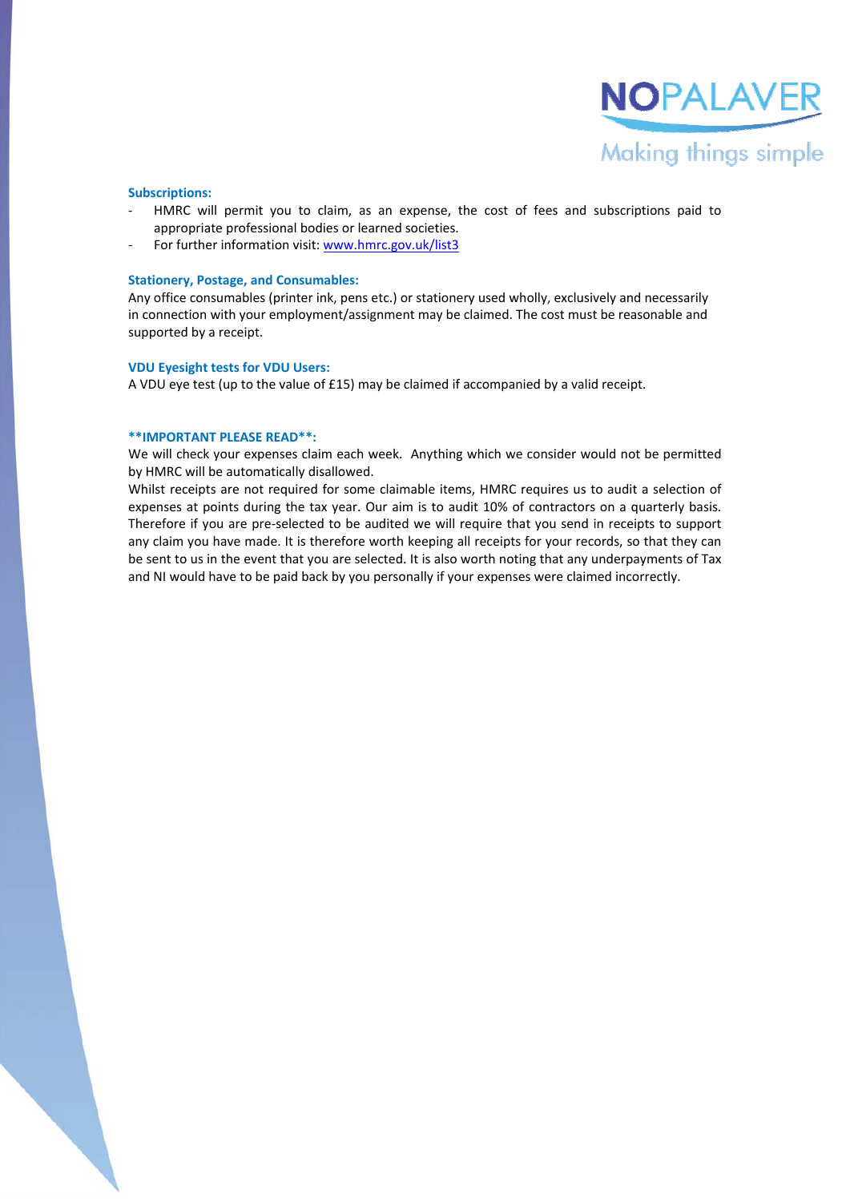**Subscriptions:**

- HMRC will permit you to claim, as an expense, the cost of fees and subscriptions paid to appropriate professional bodies or learned societies.
- For further information visit: www.hmrc.gov.uk/list3

**Stationery, Postage, and Consumables:**

Any office consumables (printer ink, pens etc.) or stationery used wholly, exclusively and necessarily in connection with your employment/assignment may be claimed. The cost must be reasonable and supported by a receipt.

**VDU Eyesight tests for VDU Users:**

A VDU eye test (up to the value of £15) may be claimed if accompanied by a valid receipt.

****IMPORTANT PLEASE READ**:**

We will check your expenses claim each week. Anything which we consider would not be permitted by HMRC will be automatically disallowed.

Whilst receipts are not required for some claimable items, HMRC requires us to audit a selection of expenses at points during the tax year. Our aim is to audit 10% of contractors on a quarterly basis. Therefore if you are pre-selected to be audited we will require that you send in receipts to support any claim you have made. It is therefore worth keeping all receipts for your records, so that they can be sent to us in the event that you are selected. It is also worth noting that any underpayments of Tax and NI would have to be paid back by you personally if your expenses were claimed incorrectly.